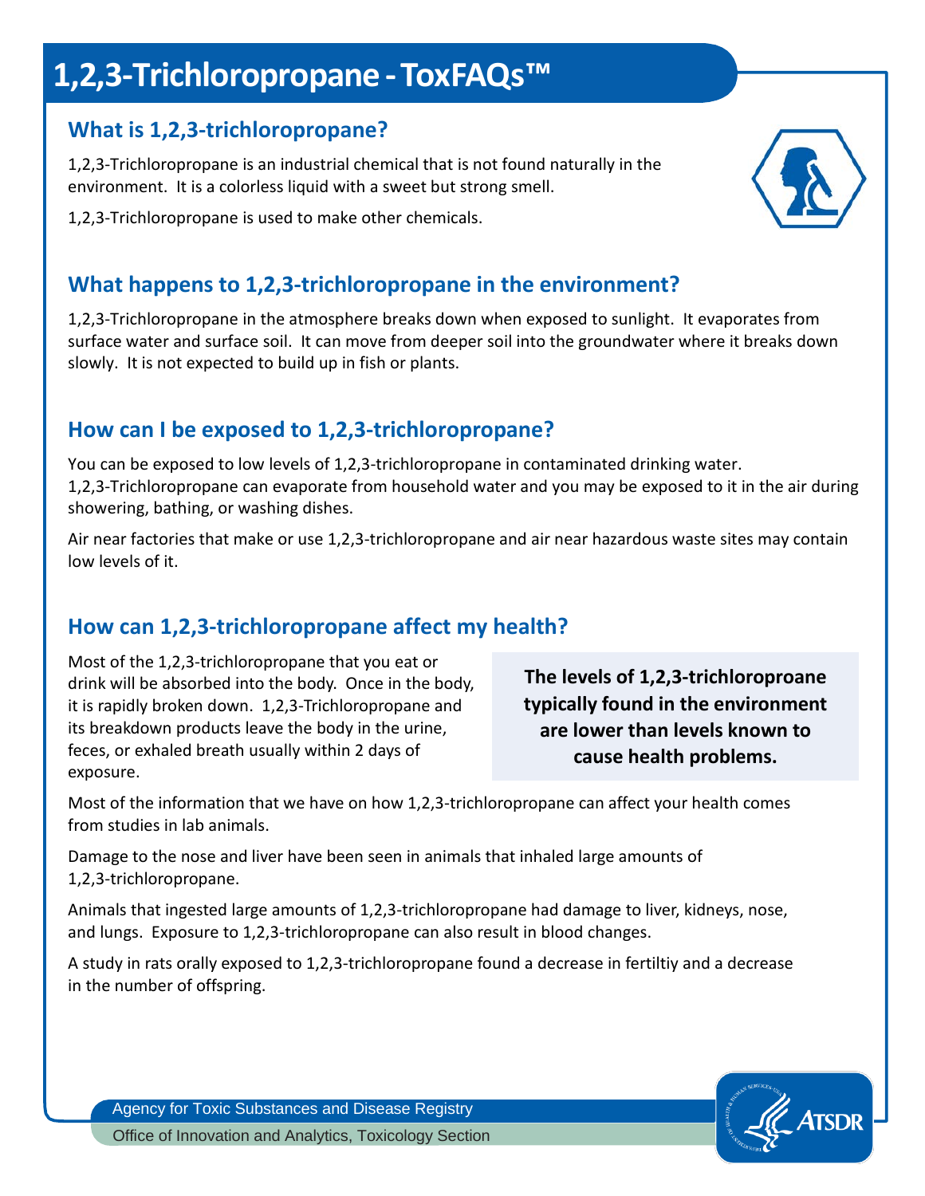# 1,2,3-Trichloropropane - ToxFAQs™

## What is 1,2,3-trichloropropane?

1,2,3-Trichloropropane is an industrial chemical that is not found naturally in the environment. It is a colorless liquid with a sweet but strong smell.

1,2,3-Trichloropropane is used to make other chemicals.

## What happens to 1,2,3-trichloropropane in the environment?

1,2,3-Trichloropropane in the atmosphere breaks down when exposed to sunlight. It evaporates from surface water and surface soil. It can move from deeper soil into the groundwater where it breaks down slowly. It is not expected to build up in fish or plants.

## How can I be exposed to 1,2,3-trichloropropane?

You can be exposed to low levels of 1,2,3-trichloropropane in contaminated drinking water. 1,2,3-Trichloropropane can evaporate from household water and you may be exposed to it in the air during showering, bathing, or washing dishes.

Air near factories that make or use 1,2,3-trichloropropane and air near hazardous waste sites may contain low levels of it.

## How can 1,2,3-trichloropropane affect my health?

Most of the 1,2,3-trichloropropane that you eat or drink will be absorbed into the body. Once in the body, it is rapidly broken down. 1,2,3-Trichloropropane and its breakdown products leave the body in the urine, feces, or exhaled breath usually within 2 days of exposure.

**The levels of 1,2,3-trichloroproane typically found in the environment are lower than levels known to cause health problems.**

Most of the information that we have on how 1,2,3-trichloropropane can affect your health comes from studies in lab animals.

Damage to the nose and liver have been seen in animals that inhaled large amounts of 1,2,3-trichloropropane.

Animals that ingested large amounts of 1,2,3-trichloropropane had damage to liver, kidneys, nose, and lungs. Exposure to 1,2,3-trichloropropane can also result in blood changes.

A study in rats orally exposed to 1,2,3-trichloropropane found a decrease in fertiltiy and a decrease in the number of offspring.

Agency for Toxic Substances and Disease Registry

Office of Innovation and Analytics, Toxicology Section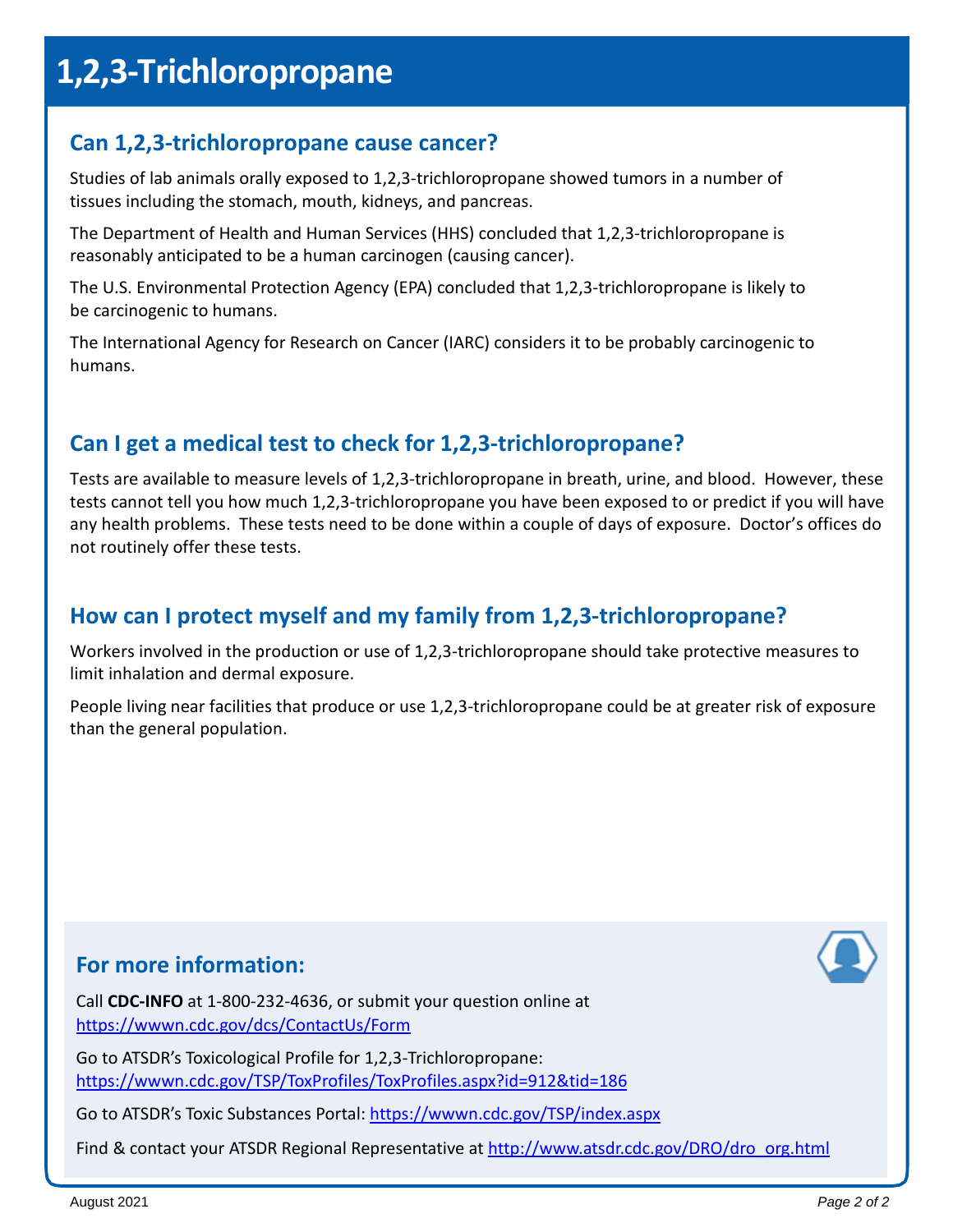# 1,2,3-Trichloropropane

## Can 1,2,3-trichloropropane cause cancer?

Studies of lab animals orally exposed to 1,2,3-trichloropropane showed tumors in a number of tissues including the stomach, mouth, kidneys, and pancreas.

The Department of Health and Human Services (HHS) concluded that 1,2,3-trichloropropane is reasonably anticipated to be a human carcinogen (causing cancer).

The U.S. Environmental Protection Agency (EPA) concluded that 1,2,3-trichloropropane is likely to be carcinogenic to humans.

The International Agency for Research on Cancer (IARC) considers it to be probably carcinogenic to humans.

## Can I get a medical test to check for 1,2,3-trichloropropane?

Tests are available to measure levels of 1,2,3-trichloropropane in breath, urine, and blood. However, these tests cannot tell you how much 1,2,3-trichloropropane you have been exposed to or predict if you will have any health problems. These tests need to be done within a couple of days of exposure. Doctor's offices do not routinely offer these tests.

## How can I protect myself and my family from 1,2,3-trichloropropane?

Workers involved in the production or use of 1,2,3-trichloropropane should take protective measures to limit inhalation and dermal exposure.

People living near facilities that produce or use 1,2,3-trichloropropane could be at greater risk of exposure than the general population.

## For more information:

Call **CDC-INFO** at 1-800-232-4636, or submit your question online at https://wwwn.cdc.gov/dcs/ContactUs/Form

Go to ATSDR's Toxicological Profile for 1,2,3-Trichloropropane: https://wwwn.cdc.gov/TSP/ToxProfiles/ToxProfiles.aspx?id=912&tid=186

Go to ATSDR's Toxic Substances Portal: https://wwwn.cdc.gov/TSP/index.aspx

Find & contact your ATSDR Regional Representative at http://www.atsdr.cdc.gov/DRO/dro_org.html

August 2021